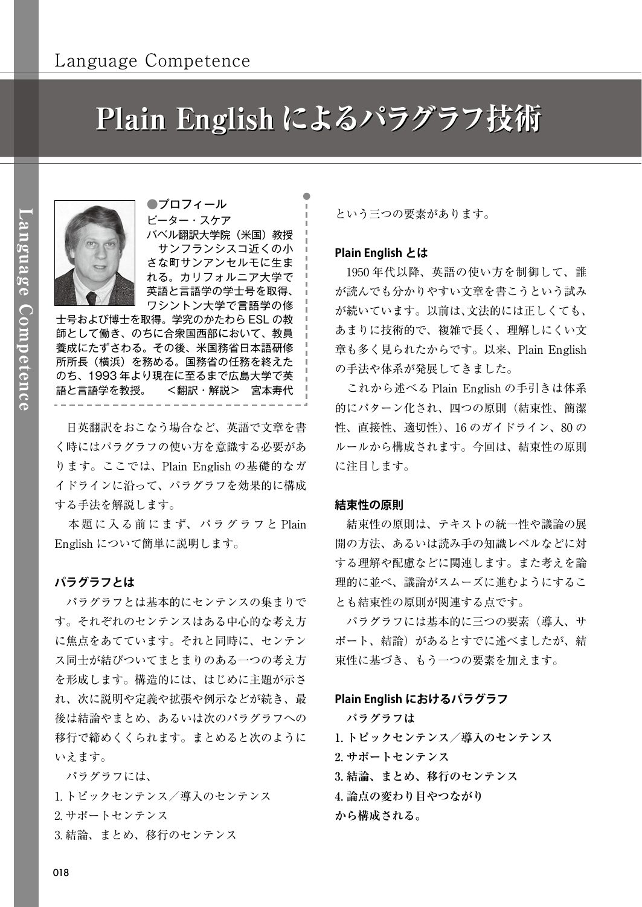# Plain English によるパラグラフ技術

●プロフィール
ピーター・スケア
バベル翻訳大学院（米国）教授
サンフランシスコ近くの小さな町サンアンセルモに生まれる。カリフォルニア大学で英語と言語学の学士号を取得、ワシントン大学で言語学の修士号および博士を取得。学究のかたわら ESL の教師として働き、のちに合衆国西部において、教員養成にたずさわる。その後、米国務省日本語研修所所長（横浜）を務める。国務省の任務を終えたのち、1993 年より現在に至るまで広島大学で英語と言語学を教授。　＜翻訳・解説＞　宮本寿代

日英翻訳をおこなう場合など、英語で文章を書く時にはパラグラフの使い方を意識する必要があります。ここでは、Plain English の基礎的なガイドラインに沿って、パラグラフを効果的に構成する手法を解説します。

本題に入る前にまず、パラグラフと Plain English について簡単に説明します。

## パラグラフとは

パラグラフとは基本的にセンテンスの集まりです。それぞれのセンテンスはある中心的な考え方に焦点をあてています。それと同時に、センテンス同士が結びついてまとまりのある一つの考え方を形成します。構造的には、はじめに主題が示され、次に説明や定義や拡張や例示などが続き、最後は結論やまとめ、あるいは次のパラグラフへの移行で締めくくられます。まとめると次のようにいえます。

パラグラフには、

1. トピックセンテンス／導入のセンテンス
2. サポートセンテンス
3. 結論、まとめ、移行のセンテンス

という三つの要素があります。

## Plain English とは

1950 年代以降、英語の使い方を制御して、誰が読んでも分かりやすい文章を書こうという試みが続いています。以前は、文法的には正しくても、あまりに技術的で、複雑で長く、理解しにくい文章も多く見られたからです。以来、Plain English の手法や体系が発展してきました。

これから述べる Plain English の手引きは体系的にパターン化され、四つの原則（結束性、簡潔性、直接性、適切性）、16 のガイドライン、80 のルールから構成されます。今回は、結束性の原則に注目します。

## 結束性の原則

結束性の原則は、テキストの統一性や議論の展開の方法、あるいは読み手の知識レベルなどに対する理解や配慮などに関連します。また考えを論理的に並べ、議論がスムーズに進むようにすることも結束性の原則が関連する点です。

パラグラフには基本的に三つの要素（導入、サポート、結論）があるとすでに述べましたが、結束性に基づき、もう一つの要素を加えます。

## Plain English におけるパラグラフ

**パラグラフは**

**1. トピックセンテンス／導入のセンテンス**
**2. サポートセンテンス**
**3. 結論、まとめ、移行のセンテンス**
**4. 論点の変わり目やつながり**

**から構成される。**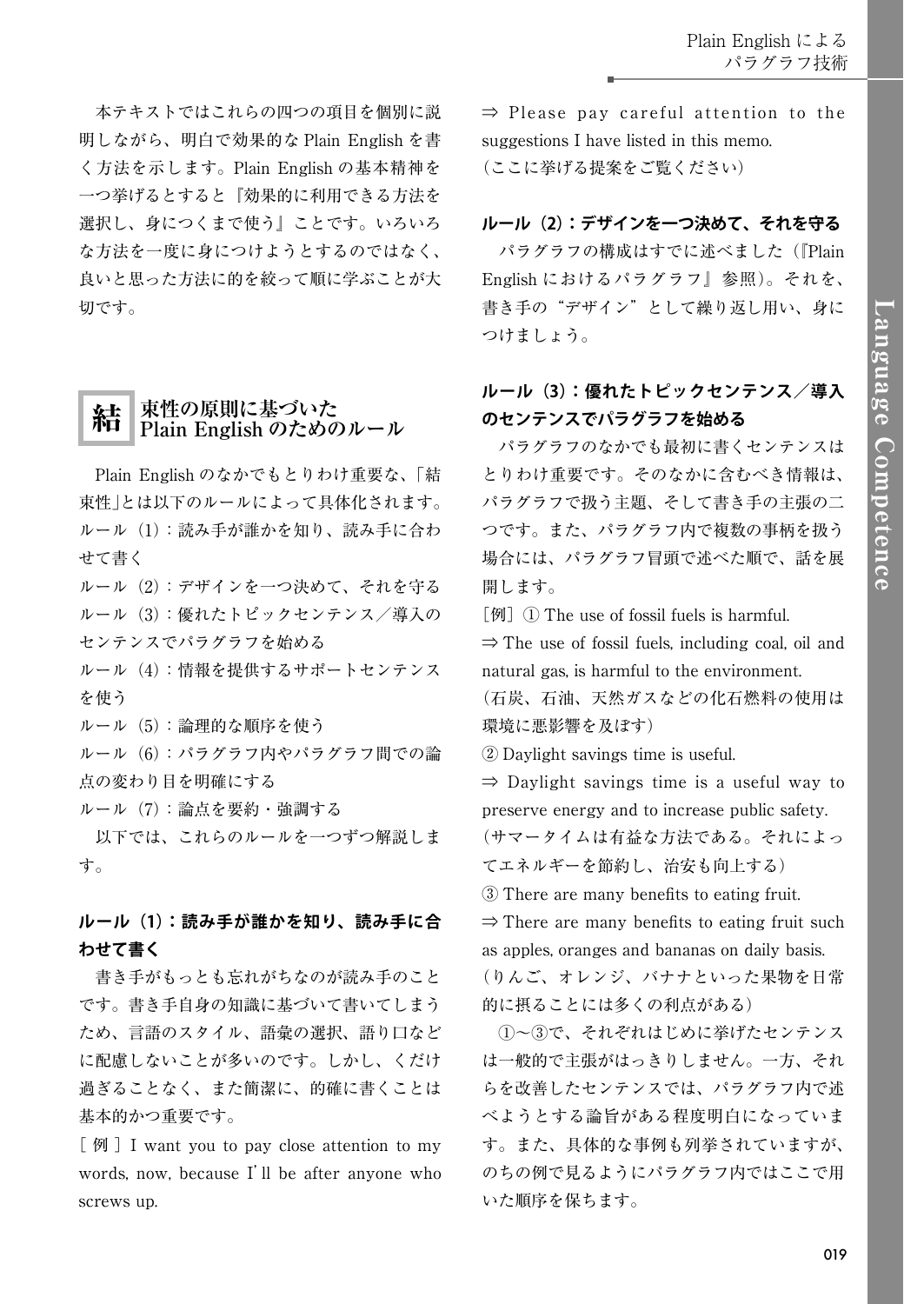本テキストではこれらの四つの項目を個別に説明しながら、明白で効果的な Plain English を書く方法を示します。Plain English の基本精神を一つ挙げるとすると『効果的に利用できる方法を選択し、身につくまで使う』ことです。いろいろな方法を一度に身につけようとするのではなく、良いと思った方法に的を絞って順に学ぶことが大切です。

## 結 束性の原則に基づいた Plain English のためのルール

Plain English のなかでもとりわけ重要な、「結束性」とは以下のルールによって具体化されます。

ルール（1）：読み手が誰かを知り、読み手に合わせて書く
ルール（2）：デザインを一つ決めて、それを守る
ルール（3）：優れたトピックセンテンス／導入のセンテンスでパラグラフを始める
ルール（4）：情報を提供するサポートセンテンスを使う
ルール（5）：論理的な順序を使う
ルール（6）：パラグラフ内やパラグラフ間での論点の変わり目を明確にする
ルール（7）：論点を要約・強調する

以下では、これらのルールを一つずつ解説します。

### ルール（1）：読み手が誰かを知り、読み手に合わせて書く

書き手がもっとも忘れがちなのが読み手のことです。書き手自身の知識に基づいて書いてしまうため、言語のスタイル、語彙の選択、語り口などに配慮しないことが多いのです。しかし、くだけ過ぎることなく、また簡潔に、的確に書くことは基本的かつ重要です。

[ 例 ] I want you to pay close attention to my words, now, because I'll be after anyone who screws up.
⇒ Please pay careful attention to the suggestions I have listed in this memo.
（ここに挙げる提案をご覧ください）

### ルール（2）：デザインを一つ決めて、それを守る

パラグラフの構成はすでに述べました（『Plain English におけるパラグラフ』参照）。それを、書き手の“デザイン”として繰り返し用い、身につけましょう。

### ルール（3）：優れたトピックセンテンス／導入のセンテンスでパラグラフを始める

パラグラフのなかでも最初に書くセンテンスはとりわけ重要です。そのなかに含むべき情報は、パラグラフで扱う主題、そして書き手の主張の二つです。また、パラグラフ内で複数の事柄を扱う場合には、パラグラフ冒頭で述べた順で、話を展開します。

［例］① The use of fossil fuels is harmful.
⇒ The use of fossil fuels, including coal, oil and natural gas, is harmful to the environment.
（石炭、石油、天然ガスなどの化石燃料の使用は環境に悪影響を及ぼす）

② Daylight savings time is useful.
⇒ Daylight savings time is a useful way to preserve energy and to increase public safety.
（サマータイムは有益な方法である。それによってエネルギーを節約し、治安も向上する）

③ There are many benefits to eating fruit.
⇒ There are many benefits to eating fruit such as apples, oranges and bananas on daily basis.
（りんご、オレンジ、バナナといった果物を日常的に摂ることには多くの利点がある）

①～③で、それぞれはじめに挙げたセンテンスは一般的で主張がはっきりしません。一方、それらを改善したセンテンスでは、パラグラフ内で述べようとする論旨がある程度明白になっています。また、具体的な事例も列挙されていますが、のちの例で見るようにパラグラフ内ではここで用いた順序を保ちます。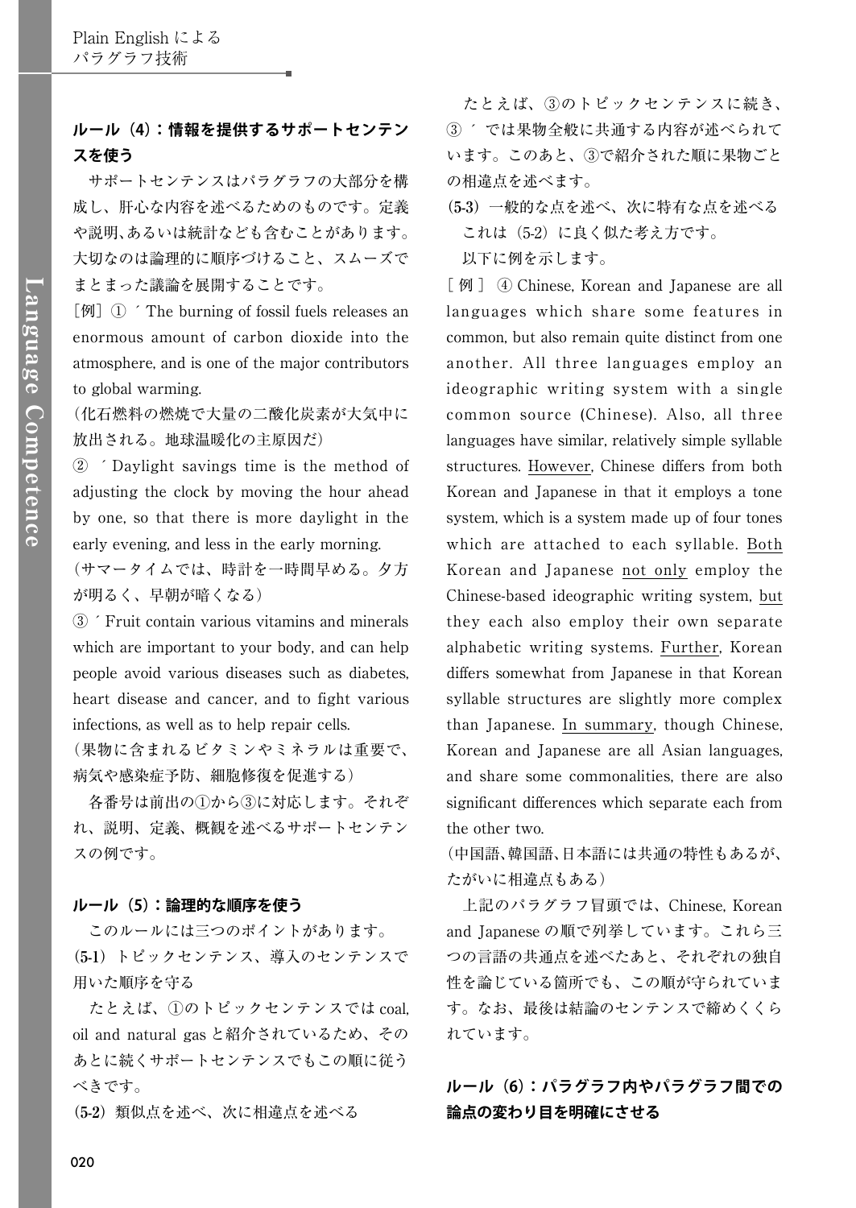## ルール（4）：情報を提供するサポートセンテンスを使う

サポートセンテンスはパラグラフの大部分を構成し、肝心な内容を述べるためのものです。定義や説明、あるいは統計なども含むことがあります。大切なのは論理的に順序づけること、スムーズでまとまった議論を展開することです。

［例］① ′ The burning of fossil fuels releases an enormous amount of carbon dioxide into the atmosphere, and is one of the major contributors to global warming.

（化石燃料の燃焼で大量の二酸化炭素が大気中に放出される。地球温暖化の主原因だ）

② ′ Daylight savings time is the method of adjusting the clock by moving the hour ahead by one, so that there is more daylight in the early evening, and less in the early morning.

（サマータイムでは、時計を一時間早める。夕方が明るく、早朝が暗くなる）

③ ′ Fruit contain various vitamins and minerals which are important to your body, and can help people avoid various diseases such as diabetes, heart disease and cancer, and to fight various infections, as well as to help repair cells.

（果物に含まれるビタミンやミネラルは重要で、病気や感染症予防、細胞修復を促進する）

各番号は前出の①から③に対応します。それぞれ、説明、定義、概観を述べるサポートセンテンスの例です。

## ルール（5）：論理的な順序を使う

このルールには三つのポイントがあります。

**(5-1)** トピックセンテンス、導入のセンテンスで用いた順序を守る

たとえば、①のトピックセンテンスでは coal, oil and natural gas と紹介されているため、そのあとに続くサポートセンテンスでもこの順に従うべきです。

**(5-2)** 類似点を述べ、次に相違点を述べる

たとえば、③のトピックセンテンスに続き、③ ′ では果物全般に共通する内容が述べられています。このあと、③で紹介された順に果物ごとの相違点を述べます。

**(5-3)** 一般的な点を述べ、次に特有な点を述べる

これは（5-2）に良く似た考え方です。

以下に例を示します。

［例］④ Chinese, Korean and Japanese are all languages which share some features in common, but also remain quite distinct from one another. All three languages employ an ideographic writing system with a single common source (Chinese). Also, all three languages have similar, relatively simple syllable structures. <u>However</u>, Chinese differs from both Korean and Japanese in that it employs a tone system, which is a system made up of four tones which are attached to each syllable. <u>Both</u> Korean and Japanese <u>not only</u> employ the Chinese-based ideographic writing system, <u>but</u> they each also employ their own separate alphabetic writing systems. <u>Further</u>, Korean differs somewhat from Japanese in that Korean syllable structures are slightly more complex than Japanese. <u>In summary</u>, though Chinese, Korean and Japanese are all Asian languages, and share some commonalities, there are also significant differences which separate each from the other two.

（中国語、韓国語、日本語には共通の特性もあるが、たがいに相違点もある）

上記のパラグラフ冒頭では、Chinese, Korean and Japanese の順で列挙しています。これら三つの言語の共通点を述べたあと、それぞれの独自性を論じている箇所でも、この順が守られています。なお、最後は結論のセンテンスで締めくくられています。

## ルール（6）：パラグラフ内やパラグラフ間での論点の変わり目を明確にさせる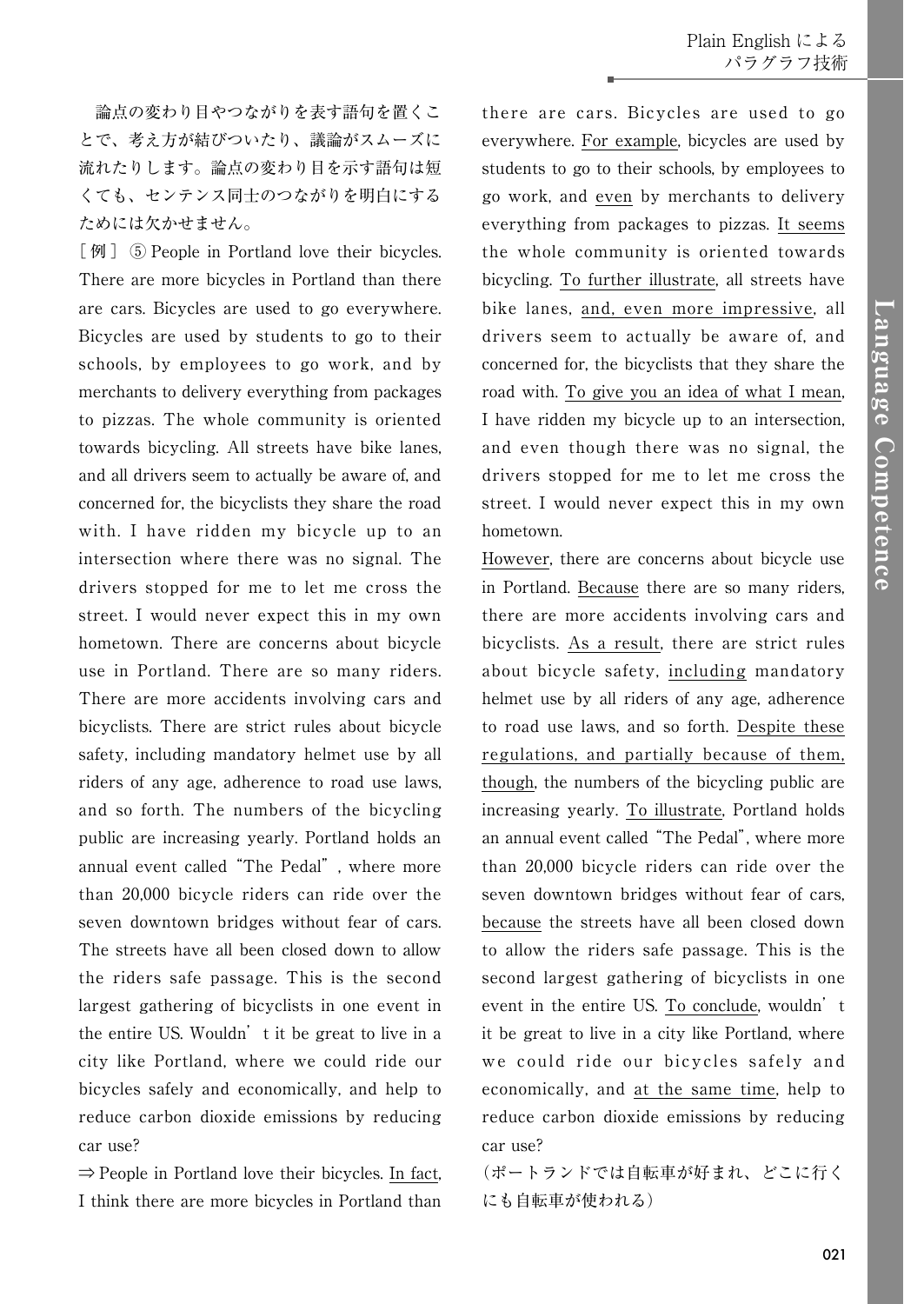論点の変わり目やつながりを表す語句を置くことで、考え方が結びついたり、議論がスムーズに流れたりします。論点の変わり目を示す語句は短くても、センテンス同士のつながりを明白にするためには欠かせません。

［例］ ⑤ People in Portland love their bicycles. There are more bicycles in Portland than there are cars. Bicycles are used to go everywhere. Bicycles are used by students to go to their schools, by employees to go work, and by merchants to delivery everything from packages to pizzas. The whole community is oriented towards bicycling. All streets have bike lanes, and all drivers seem to actually be aware of, and concerned for, the bicyclists they share the road with. I have ridden my bicycle up to an intersection where there was no signal. The drivers stopped for me to let me cross the street. I would never expect this in my own hometown. There are concerns about bicycle use in Portland. There are so many riders. There are more accidents involving cars and bicyclists. There are strict rules about bicycle safety, including mandatory helmet use by all riders of any age, adherence to road use laws, and so forth. The numbers of the bicycling public are increasing yearly. Portland holds an annual event called "The Pedal", where more than 20,000 bicycle riders can ride over the seven downtown bridges without fear of cars. The streets have all been closed down to allow the riders safe passage. This is the second largest gathering of bicyclists in one event in the entire US. Wouldn't it be great to live in a city like Portland, where we could ride our bicycles safely and economically, and help to reduce carbon dioxide emissions by reducing car use?

⇒ People in Portland love their bicycles. <u>In fact</u>, I think there are more bicycles in Portland than there are cars. Bicycles are used to go everywhere. <u>For example</u>, bicycles are used by students to go to their schools, by employees to go work, and <u>even</u> by merchants to delivery everything from packages to pizzas. <u>It seems</u> the whole community is oriented towards bicycling. <u>To further illustrate</u>, all streets have bike lanes, <u>and, even more impressive</u>, all drivers seem to actually be aware of, and concerned for, the bicyclists that they share the road with. <u>To give you an idea of what I mean</u>, I have ridden my bicycle up to an intersection, and even though there was no signal, the drivers stopped for me to let me cross the street. I would never expect this in my own hometown.

<u>However</u>, there are concerns about bicycle use in Portland. <u>Because</u> there are so many riders, there are more accidents involving cars and bicyclists. <u>As a result</u>, there are strict rules about bicycle safety, <u>including</u> mandatory helmet use by all riders of any age, adherence to road use laws, and so forth. <u>Despite these regulations, and partially because of them, though</u>, the numbers of the bicycling public are increasing yearly. <u>To illustrate</u>, Portland holds an annual event called "The Pedal", where more than 20,000 bicycle riders can ride over the seven downtown bridges without fear of cars, <u>because</u> the streets have all been closed down to allow the riders safe passage. This is the second largest gathering of bicyclists in one event in the entire US. <u>To conclude</u>, wouldn't it be great to live in a city like Portland, where we could ride our bicycles safely and economically, and <u>at the same time</u>, help to reduce carbon dioxide emissions by reducing car use?

（ポートランドでは自転車が好まれ、どこに行くにも自転車が使われる）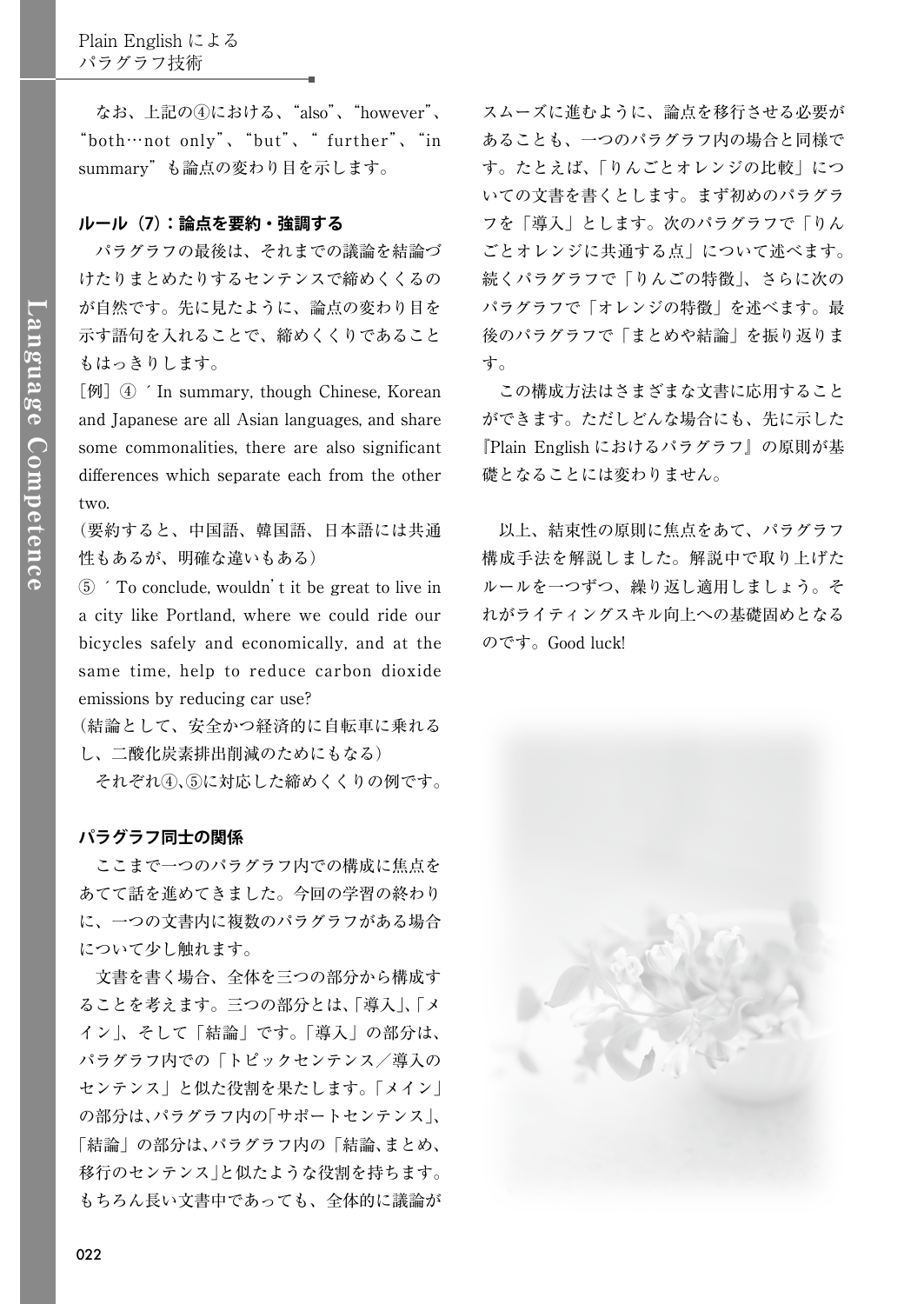なお、上記の④における、"also"、"however"、"both…not only"、"but"、" further"、"in summary" も論点の変わり目を示します。

### ルール（7）：論点を要約・強調する

パラグラフの最後は、それまでの議論を結論づけたりまとめたりするセンテンスで締めくくるのが自然です。先に見たように、論点の変わり目を示す語句を入れることで、締めくくりであることもはっきりします。

［例］④ ´ In summary, though Chinese, Korean and Japanese are all Asian languages, and share some commonalities, there are also significant differences which separate each from the other two.

（要約すると、中国語、韓国語、日本語には共通性もあるが、明確な違いもある）

⑤ ´ To conclude, wouldn't it be great to live in a city like Portland, where we could ride our bicycles safely and economically, and at the same time, help to reduce carbon dioxide emissions by reducing car use?

（結論として、安全かつ経済的に自転車に乗れるし、二酸化炭素排出削減のためにもなる）

それぞれ④、⑤に対応した締めくくりの例です。

### パラグラフ同士の関係

ここまで一つのパラグラフ内での構成に焦点をあてて話を進めてきました。今回の学習の終わりに、一つの文書内に複数のパラグラフがある場合について少し触れます。

文書を書く場合、全体を三つの部分から構成することを考えます。三つの部分とは、「導入」、「メイン」、そして「結論」です。「導入」の部分は、パラグラフ内での「トピックセンテンス／導入のセンテンス」と似た役割を果たします。「メイン」の部分は、パラグラフ内の「サポートセンテンス」、「結論」の部分は、パラグラフ内の「結論、まとめ、移行のセンテンス」と似たような役割を持ちます。もちろん長い文書中であっても、全体的に議論がスムーズに進むように、論点を移行させる必要があることも、一つのパラグラフ内の場合と同様です。たとえば、「りんごとオレンジの比較」についての文書を書くとします。まず初めのパラグラフを「導入」とします。次のパラグラフで「りんごとオレンジに共通する点」について述べます。続くパラグラフで「りんごの特徴」、さらに次のパラグラフで「オレンジの特徴」を述べます。最後のパラグラフで「まとめや結論」を振り返ります。

この構成方法はさまざまな文書に応用することができます。ただしどんな場合にも、先に示した『Plain English におけるパラグラフ』の原則が基礎となることには変わりません。

以上、結束性の原則に焦点をあて、パラグラフ構成手法を解説しました。解説中で取り上げたルールを一つずつ、繰り返し適用しましょう。それがライティングスキル向上への基礎固めとなるのです。Good luck!